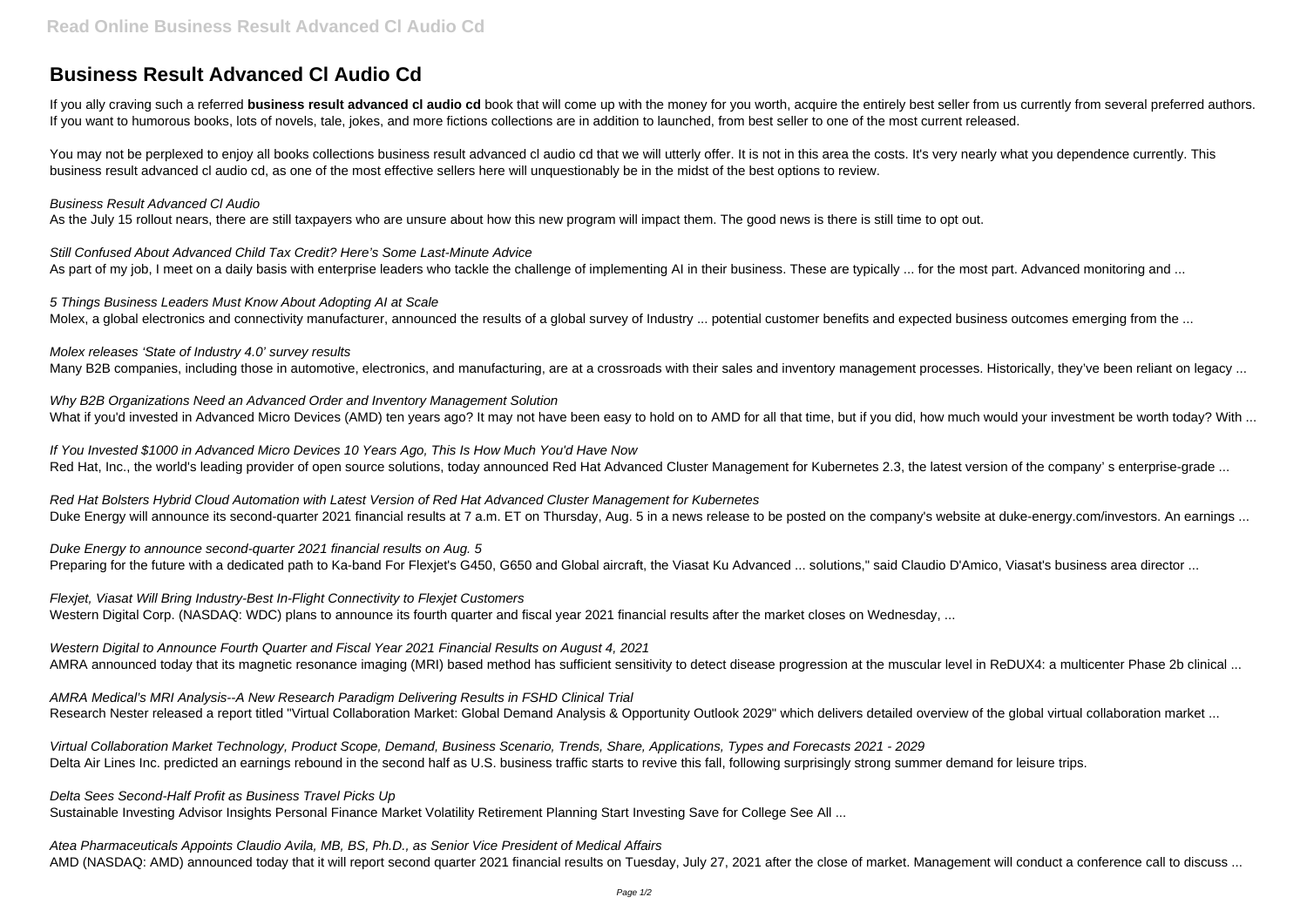# Business Result Advanced Cl Audio Cd

If you ally craving such a referred **business result advanced cl audio cd** book that will come up with the money for you worth, acquire the entirely best seller from us currently from several preferred authors. If you want to humorous books, lots of novels, tale, jokes, and more fictions collections are in addition to launched, from best seller to one of the most current released.

You may not be perplexed to enjoy all books collections business result advanced cl audio cd that we will utterly offer. It is not in this area the costs. It's very nearly what you dependence currently. This business result advanced cl audio cd, as one of the most effective sellers here will unquestionably be in the midst of the best options to review.

*Business Result Advanced Cl Audio*
As the July 15 rollout nears, there are still taxpayers who are unsure about how this new program will impact them. The good news is there is still time to opt out.

*Still Confused About Advanced Child Tax Credit? Here's Some Last-Minute Advice*
As part of my job, I meet on a daily basis with enterprise leaders who tackle the challenge of implementing AI in their business. These are typically ... for the most part. Advanced monitoring and ...

*5 Things Business Leaders Must Know About Adopting AI at Scale*
Molex, a global electronics and connectivity manufacturer, announced the results of a global survey of Industry ... potential customer benefits and expected business outcomes emerging from the ...

*Molex releases 'State of Industry 4.0' survey results*
Many B2B companies, including those in automotive, electronics, and manufacturing, are at a crossroads with their sales and inventory management processes. Historically, they've been reliant on legacy ...

*Why B2B Organizations Need an Advanced Order and Inventory Management Solution*
What if you'd invested in Advanced Micro Devices (AMD) ten years ago? It may not have been easy to hold on to AMD for all that time, but if you did, how much would your investment be worth today? With ...

*If You Invested $1000 in Advanced Micro Devices 10 Years Ago, This Is How Much You'd Have Now*
Red Hat, Inc., the world's leading provider of open source solutions, today announced Red Hat Advanced Cluster Management for Kubernetes 2.3, the latest version of the company' s enterprise-grade ...

*Red Hat Bolsters Hybrid Cloud Automation with Latest Version of Red Hat Advanced Cluster Management for Kubernetes*
Duke Energy will announce its second-quarter 2021 financial results at 7 a.m. ET on Thursday, Aug. 5 in a news release to be posted on the company's website at duke-energy.com/investors. An earnings ...

*Duke Energy to announce second-quarter 2021 financial results on Aug. 5*
Preparing for the future with a dedicated path to Ka-band For Flexjet's G450, G650 and Global aircraft, the Viasat Ku Advanced ... solutions," said Claudio D'Amico, Viasat's business area director ...

*Flexjet, Viasat Will Bring Industry-Best In-Flight Connectivity to Flexjet Customers*
Western Digital Corp. (NASDAQ: WDC) plans to announce its fourth quarter and fiscal year 2021 financial results after the market closes on Wednesday, ...

*Western Digital to Announce Fourth Quarter and Fiscal Year 2021 Financial Results on August 4, 2021*
AMRA announced today that its magnetic resonance imaging (MRI) based method has sufficient sensitivity to detect disease progression at the muscular level in ReDUX4: a multicenter Phase 2b clinical ...

*AMRA Medical's MRI Analysis--A New Research Paradigm Delivering Results in FSHD Clinical Trial*
Research Nester released a report titled "Virtual Collaboration Market: Global Demand Analysis & Opportunity Outlook 2029" which delivers detailed overview of the global virtual collaboration market ...

*Virtual Collaboration Market Technology, Product Scope, Demand, Business Scenario, Trends, Share, Applications, Types and Forecasts 2021 - 2029*
Delta Air Lines Inc. predicted an earnings rebound in the second half as U.S. business traffic starts to revive this fall, following surprisingly strong summer demand for leisure trips.

*Delta Sees Second-Half Profit as Business Travel Picks Up*
Sustainable Investing Advisor Insights Personal Finance Market Volatility Retirement Planning Start Investing Save for College See All ...

*Atea Pharmaceuticals Appoints Claudio Avila, MB, BS, Ph.D., as Senior Vice President of Medical Affairs*
AMD (NASDAQ: AMD) announced today that it will report second quarter 2021 financial results on Tuesday, July 27, 2021 after the close of market. Management will conduct a conference call to discuss ...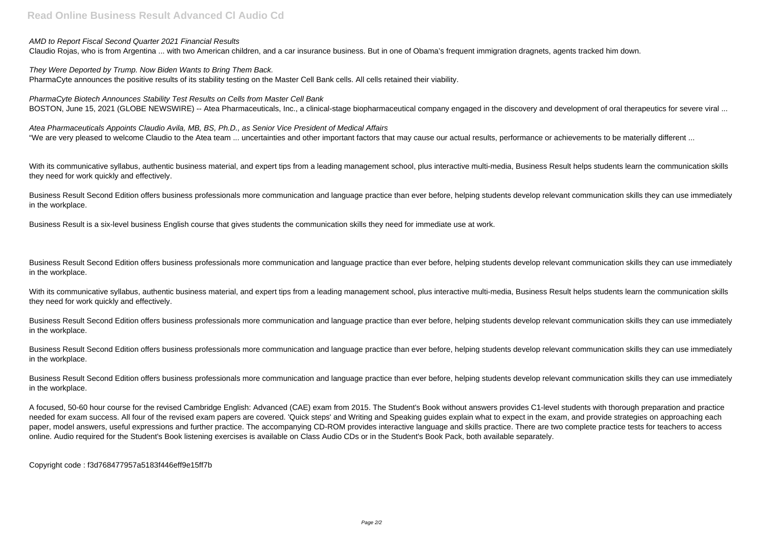*AMD to Report Fiscal Second Quarter 2021 Financial Results*
Claudio Rojas, who is from Argentina ... with two American children, and a car insurance business. But in one of Obama's frequent immigration dragnets, agents tracked him down.

*They Were Deported by Trump. Now Biden Wants to Bring Them Back.*
PharmaCyte announces the positive results of its stability testing on the Master Cell Bank cells. All cells retained their viability.

*PharmaCyte Biotech Announces Stability Test Results on Cells from Master Cell Bank*
BOSTON, June 15, 2021 (GLOBE NEWSWIRE) -- Atea Pharmaceuticals, Inc., a clinical-stage biopharmaceutical company engaged in the discovery and development of oral therapeutics for severe viral ...

*Atea Pharmaceuticals Appoints Claudio Avila, MB, BS, Ph.D., as Senior Vice President of Medical Affairs*
"We are very pleased to welcome Claudio to the Atea team ... uncertainties and other important factors that may cause our actual results, performance or achievements to be materially different ...

With its communicative syllabus, authentic business material, and expert tips from a leading management school, plus interactive multi-media, Business Result helps students learn the communication skills they need for work quickly and effectively.

Business Result Second Edition offers business professionals more communication and language practice than ever before, helping students develop relevant communication skills they can use immediately in the workplace.

Business Result is a six-level business English course that gives students the communication skills they need for immediate use at work.

Business Result Second Edition offers business professionals more communication and language practice than ever before, helping students develop relevant communication skills they can use immediately in the workplace.

With its communicative syllabus, authentic business material, and expert tips from a leading management school, plus interactive multi-media, Business Result helps students learn the communication skills they need for work quickly and effectively.

Business Result Second Edition offers business professionals more communication and language practice than ever before, helping students develop relevant communication skills they can use immediately in the workplace.

Business Result Second Edition offers business professionals more communication and language practice than ever before, helping students develop relevant communication skills they can use immediately in the workplace.

Business Result Second Edition offers business professionals more communication and language practice than ever before, helping students develop relevant communication skills they can use immediately in the workplace.

A focused, 50-60 hour course for the revised Cambridge English: Advanced (CAE) exam from 2015. The Student's Book without answers provides C1-level students with thorough preparation and practice needed for exam success. All four of the revised exam papers are covered. 'Quick steps' and Writing and Speaking guides explain what to expect in the exam, and provide strategies on approaching each paper, model answers, useful expressions and further practice. The accompanying CD-ROM provides interactive language and skills practice. There are two complete practice tests for teachers to access online. Audio required for the Student's Book listening exercises is available on Class Audio CDs or in the Student's Book Pack, both available separately.

Copyright code : f3d768477957a5183f446eff9e15ff7b